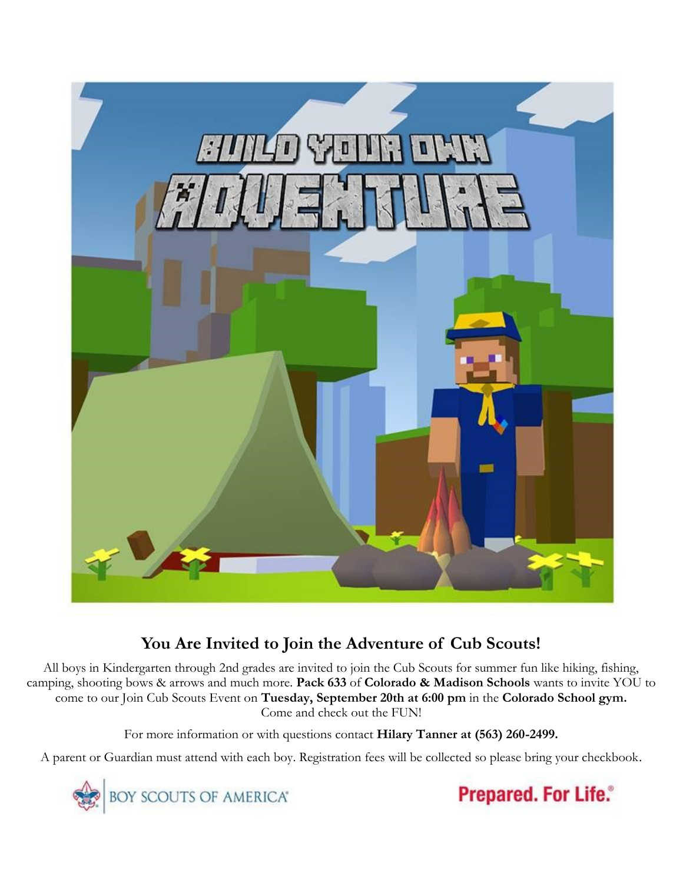## You Are Invited to Join the Adventure of Cub Scouts!

All boys in Kindergarten through 2nd grades are invited to join the Cub Scouts for summer fun like hiking, fishing, camping, shooting bows & arrows and much more. **Pack 633** of **Colorado & Madison Schools** wants to invite YOU to come to our Join Cub Scouts Event on **Tuesday, September 20th at 6:00 pm** in the **Colorado School gym.** Come and check out the FUN!

For more information or with questions contact **Hilary Tanner at (563) 260-2499.**

A parent or Guardian must attend with each boy. Registration fees will be collected so please bring your checkbook.

BOY SCOUTS OF AMERICA®

**Prepared. For Life.®**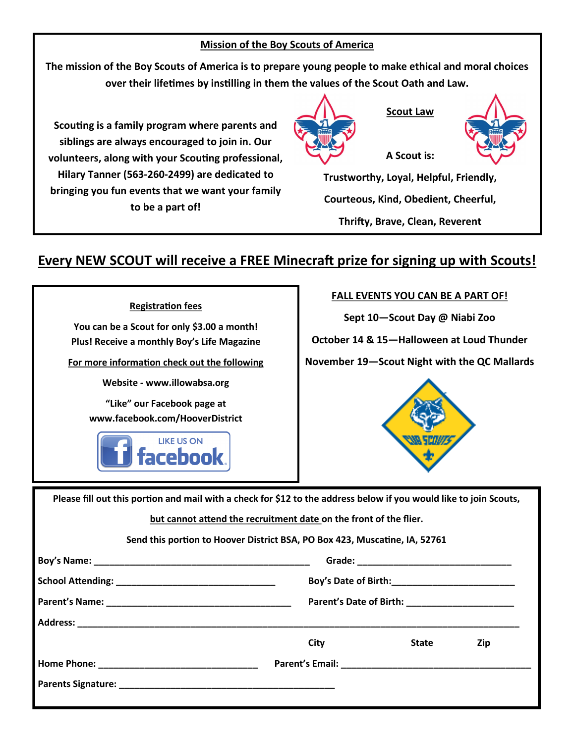## Mission of the Boy Scouts of America

**The mission of the Boy Scouts of America is to prepare young people to make ethical and moral choices over their lifetimes by instilling in them the values of the Scout Oath and Law.**

**Scouting is a family program where parents and siblings are always encouraged to join in. Our volunteers, along with your Scouting professional, Hilary Tanner (563-260-2499) are dedicated to bringing you fun events that we want your family to be a part of!**

### Scout Law

**A Scout is:**

**Trustworthy, Loyal, Helpful, Friendly,**

**Courteous, Kind, Obedient, Cheerful,**

**Thrifty, Brave, Clean, Reverent**

## Every NEW SCOUT will receive a FREE Minecraft prize for signing up with Scouts!

### Registration fees

**You can be a Scout for only $3.00 a month!**
**Plus! Receive a monthly Boy's Life Magazine**

**For more information check out the following**

**Website - www.illowabsa.org**

**"Like" our Facebook page at**
**www.facebook.com/HooverDistrict**

LIKE US ON facebook

### FALL EVENTS YOU CAN BE A PART OF!

**Sept 10—Scout Day @ Niabi Zoo**

**October 14 & 15—Halloween at Loud Thunder**

**November 19—Scout Night with the QC Mallards**

---

**Please fill out this portion and mail with a check for $12 to the address below if you would like to join Scouts, but cannot attend the recruitment date on the front of the flier.**

**Send this portion to Hoover District BSA, PO Box 423, Muscatine, IA, 52761**

**Boy's Name:** ________________________ **Grade:** ________________

**School Attending:** ________________________ **Boy's Date of Birth:** ________________

**Parent's Name:** ________________________ **Parent's Date of Birth:** ________________

**Address:** ________________________________________________

**City** **State** **Zip**

**Home Phone:** ________________________ **Parent's Email:** ________________________

**Parents Signature:** ________________________